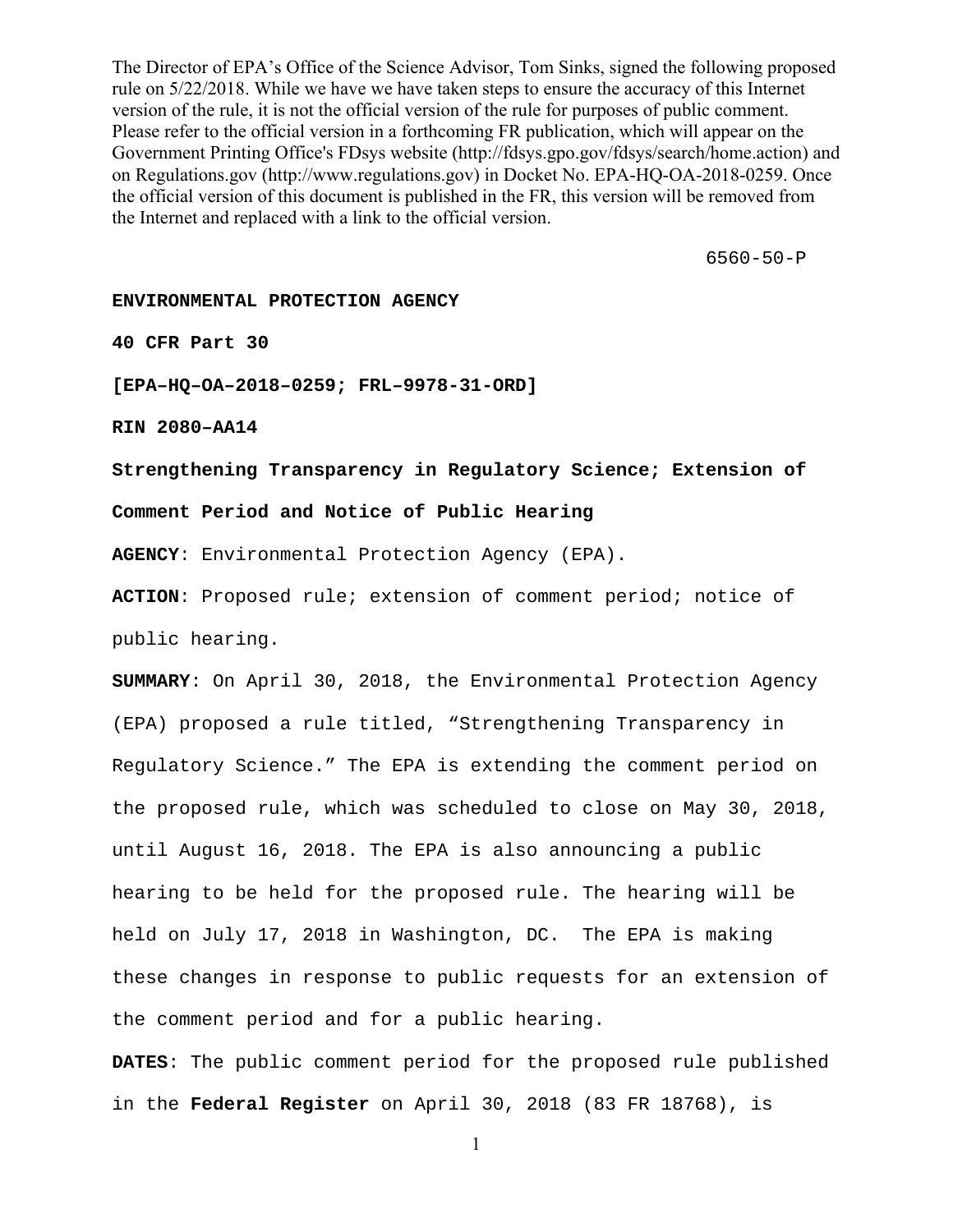The Director of EPA's Office of the Science Advisor, Tom Sinks, signed the following proposed rule on 5/22/2018. While we have we have taken steps to ensure the accuracy of this Internet version of the rule, it is not the official version of the rule for purposes of public comment. Please refer to the official version in a forthcoming FR publication, which will appear on the Government Printing Office's FDsys website (http://fdsys.gpo.gov/fdsys/search/home.action) and on Regulations.gov (http://www.regulations.gov) in Docket No. EPA-HQ-OA-2018-0259. Once the official version of this document is published in the FR, this version will be removed from the Internet and replaced with a link to the official version.

6560-50-P

**ENVIRONMENTAL PROTECTION AGENCY**

**40 CFR Part 30**

**[EPA–HQ–OA–2018–0259; FRL–9978-31-ORD]**

**RIN 2080–AA14**

**Strengthening Transparency in Regulatory Science; Extension of Comment Period and Notice of Public Hearing**

**AGENCY**: Environmental Protection Agency (EPA).

**ACTION**: Proposed rule; extension of comment period; notice of public hearing.

**SUMMARY**: On April 30, 2018, the Environmental Protection Agency (EPA) proposed a rule titled, "Strengthening Transparency in Regulatory Science." The EPA is extending the comment period on the proposed rule, which was scheduled to close on May 30, 2018, until August 16, 2018. The EPA is also announcing a public hearing to be held for the proposed rule. The hearing will be held on July 17, 2018 in Washington, DC. The EPA is making these changes in response to public requests for an extension of the comment period and for a public hearing.

**DATES**: The public comment period for the proposed rule published in the **Federal Register** on April 30, 2018 (83 FR 18768), is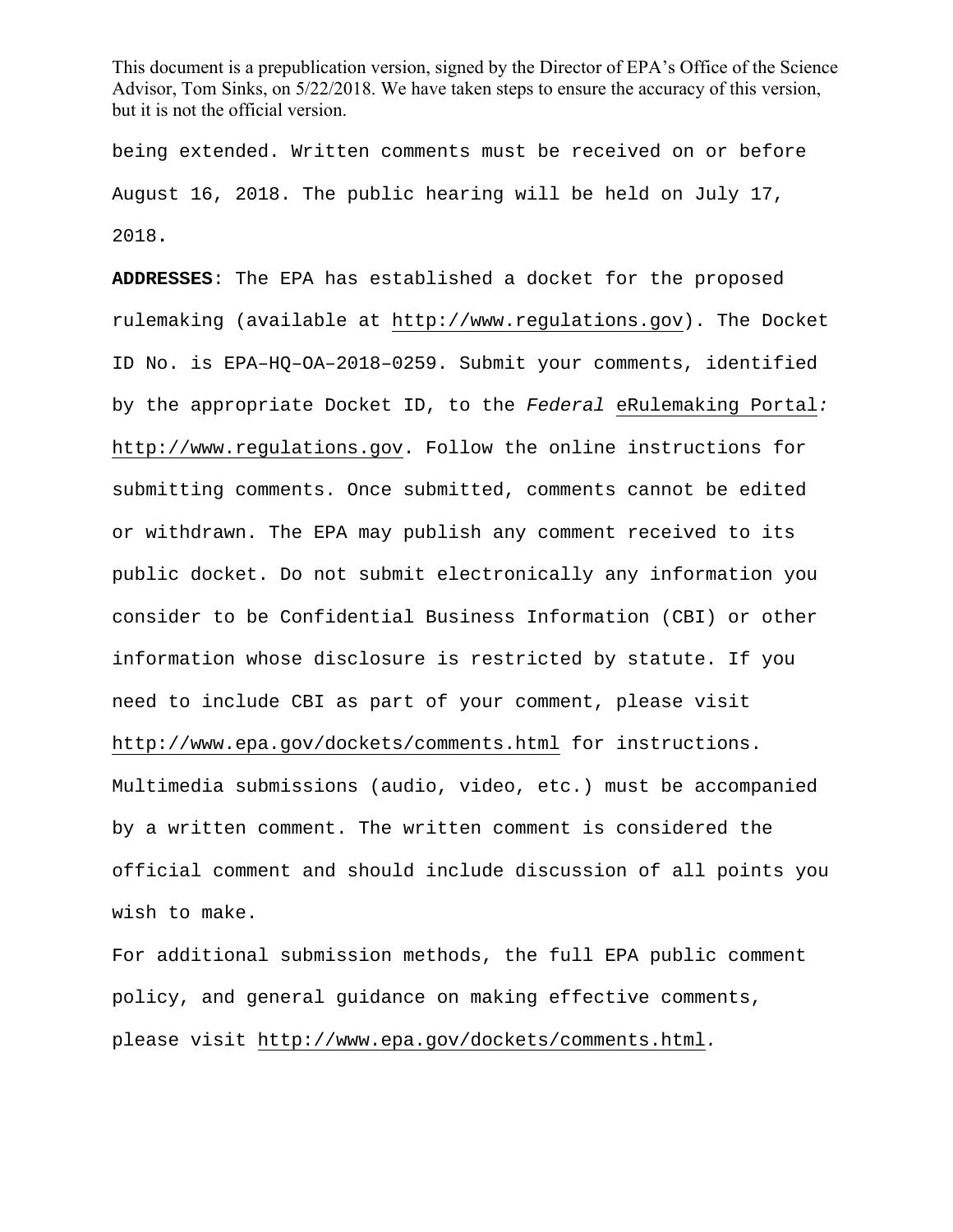being extended. Written comments must be received on or before August 16, 2018. The public hearing will be held on July 17, 2018.

**ADDRESSES**: The EPA has established a docket for the proposed rulemaking (available at http://www.regulations.gov). The Docket ID No. is EPA–HQ–OA–2018–0259. Submit your comments, identified by the appropriate Docket ID, to the *Federal* eRulemaking Portal*:* http://www.regulations.gov. Follow the online instructions for submitting comments. Once submitted, comments cannot be edited or withdrawn. The EPA may publish any comment received to its public docket. Do not submit electronically any information you consider to be Confidential Business Information (CBI) or other information whose disclosure is restricted by statute. If you need to include CBI as part of your comment, please visit http://www.epa.gov/dockets/comments.html for instructions. Multimedia submissions (audio, video, etc.) must be accompanied by a written comment. The written comment is considered the official comment and should include discussion of all points you wish to make.

For additional submission methods, the full EPA public comment policy, and general guidance on making effective comments, please visit http://www.epa.gov/dockets/comments.html*.*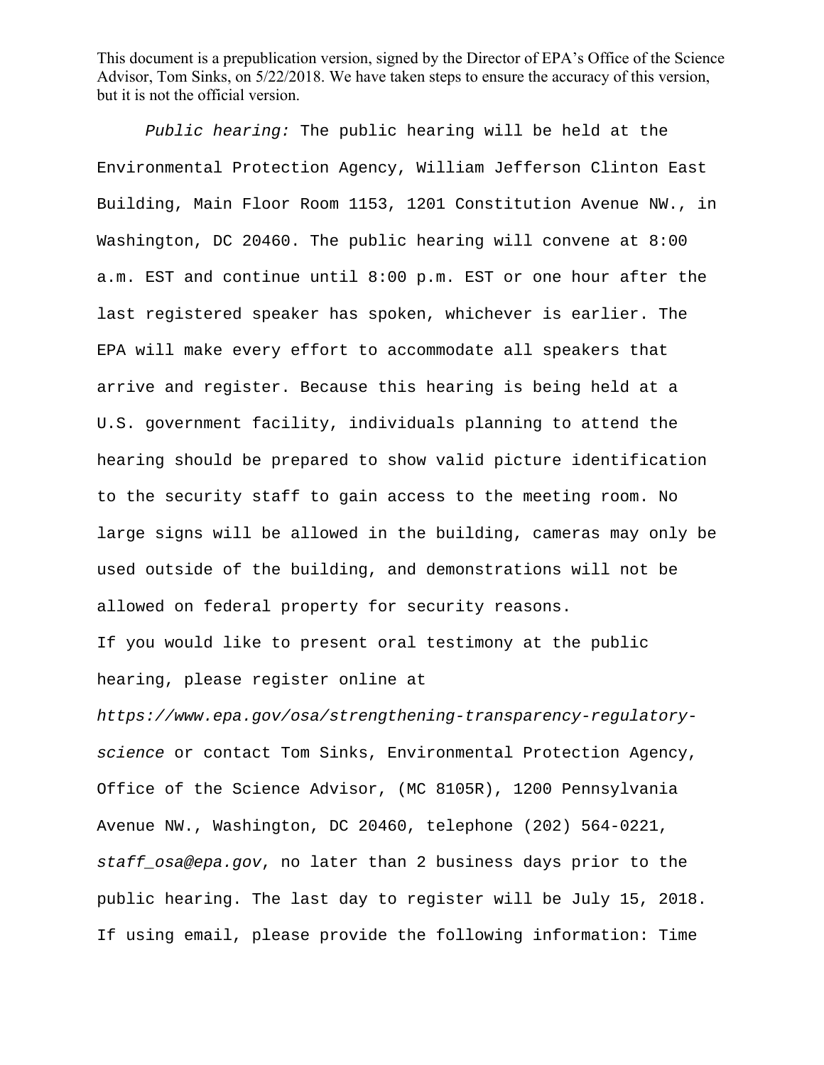*Public hearing:* The public hearing will be held at the Environmental Protection Agency, William Jefferson Clinton East Building, Main Floor Room 1153, 1201 Constitution Avenue NW., in Washington, DC 20460. The public hearing will convene at 8:00 a.m. EST and continue until 8:00 p.m. EST or one hour after the last registered speaker has spoken, whichever is earlier. The EPA will make every effort to accommodate all speakers that arrive and register. Because this hearing is being held at a U.S. government facility, individuals planning to attend the hearing should be prepared to show valid picture identification to the security staff to gain access to the meeting room. No large signs will be allowed in the building, cameras may only be used outside of the building, and demonstrations will not be allowed on federal property for security reasons.

If you would like to present oral testimony at the public hearing, please register online at *https://www.epa.gov/osa/strengthening-transparency-regulatory-science* or contact Tom Sinks, Environmental Protection Agency, Office of the Science Advisor, (MC 8105R), 1200 Pennsylvania Avenue NW., Washington, DC 20460, telephone (202) 564-0221, *staff_osa@epa.gov*, no later than 2 business days prior to the public hearing. The last day to register will be July 15, 2018. If using email, please provide the following information: Time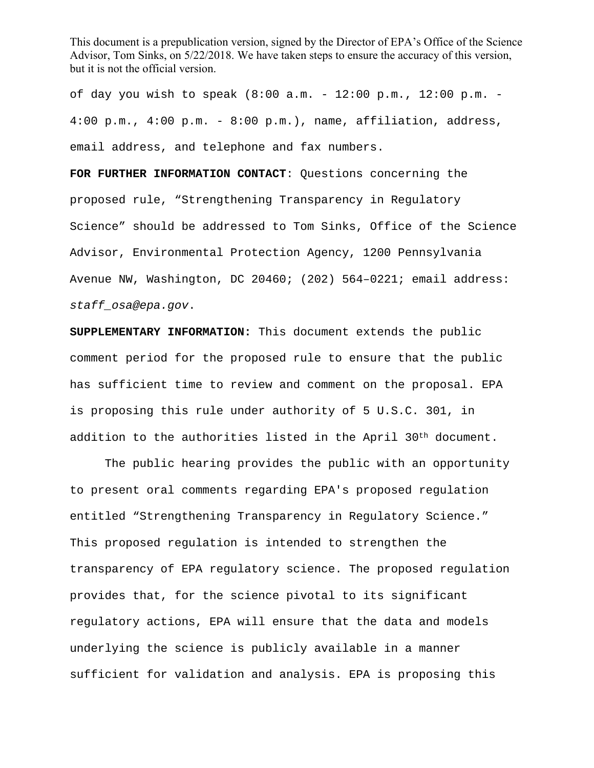of day you wish to speak (8:00 a.m. - 12:00 p.m., 12:00 p.m. - 4:00 p.m., 4:00 p.m. - 8:00 p.m.), name, affiliation, address, email address, and telephone and fax numbers.

**FOR FURTHER INFORMATION CONTACT**: Questions concerning the proposed rule, “Strengthening Transparency in Regulatory Science” should be addressed to Tom Sinks, Office of the Science Advisor, Environmental Protection Agency, 1200 Pennsylvania Avenue NW, Washington, DC 20460; (202) 564–0221; email address: *staff_osa@epa.gov*.

**SUPPLEMENTARY INFORMATION:** This document extends the public comment period for the proposed rule to ensure that the public has sufficient time to review and comment on the proposal. EPA is proposing this rule under authority of 5 U.S.C. 301, in addition to the authorities listed in the April 30th document.

The public hearing provides the public with an opportunity to present oral comments regarding EPA's proposed regulation entitled “Strengthening Transparency in Regulatory Science.” This proposed regulation is intended to strengthen the transparency of EPA regulatory science. The proposed regulation provides that, for the science pivotal to its significant regulatory actions, EPA will ensure that the data and models underlying the science is publicly available in a manner sufficient for validation and analysis. EPA is proposing this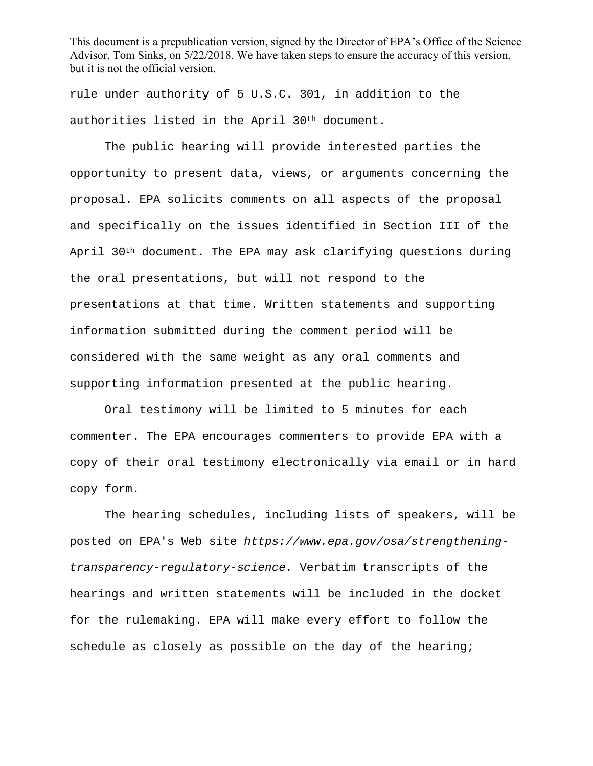rule under authority of 5 U.S.C. 301, in addition to the authorities listed in the April 30th document.

The public hearing will provide interested parties the opportunity to present data, views, or arguments concerning the proposal. EPA solicits comments on all aspects of the proposal and specifically on the issues identified in Section III of the April 30th document. The EPA may ask clarifying questions during the oral presentations, but will not respond to the presentations at that time. Written statements and supporting information submitted during the comment period will be considered with the same weight as any oral comments and supporting information presented at the public hearing.

Oral testimony will be limited to 5 minutes for each commenter. The EPA encourages commenters to provide EPA with a copy of their oral testimony electronically via email or in hard copy form.

The hearing schedules, including lists of speakers, will be posted on EPA's Web site *https://www.epa.gov/osa/strengthening-transparency-regulatory-science.* Verbatim transcripts of the hearings and written statements will be included in the docket for the rulemaking. EPA will make every effort to follow the schedule as closely as possible on the day of the hearing;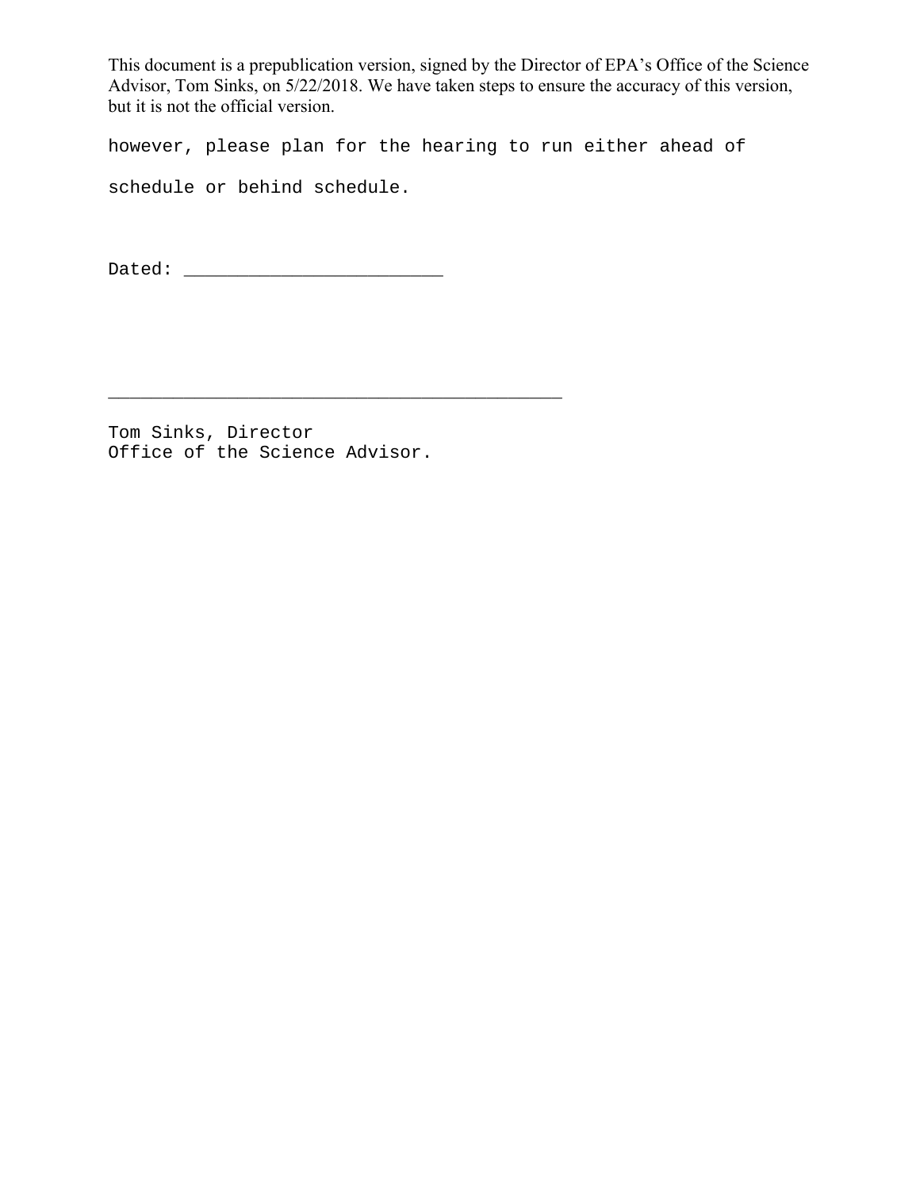This document is a prepublication version, signed by the Director of EPA's Office of the Science Advisor, Tom Sinks, on 5/22/2018. We have taken steps to ensure the accuracy of this version, but it is not the official version.

however, please plan for the hearing to run either ahead of schedule or behind schedule.

Dated: ________________________

_____________________________________________

Tom Sinks, Director
Office of the Science Advisor.